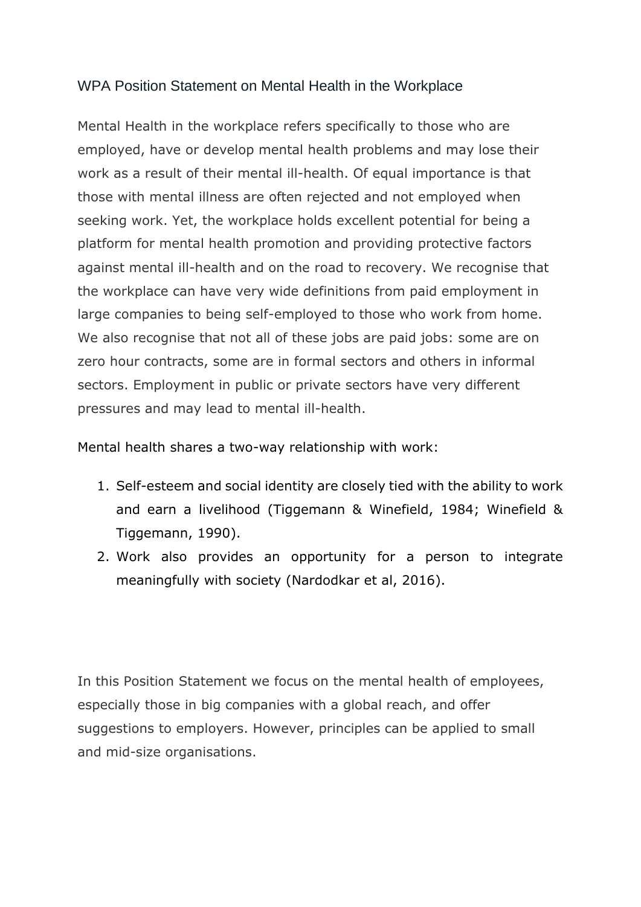# WPA Position Statement on Mental Health in the Workplace

Mental Health in the workplace refers specifically to those who are employed, have or develop mental health problems and may lose their work as a result of their mental ill-health. Of equal importance is that those with mental illness are often rejected and not employed when seeking work. Yet, the workplace holds excellent potential for being a platform for mental health promotion and providing protective factors against mental ill-health and on the road to recovery. We recognise that the workplace can have very wide definitions from paid employment in large companies to being self-employed to those who work from home. We also recognise that not all of these jobs are paid jobs: some are on zero hour contracts, some are in formal sectors and others in informal sectors. Employment in public or private sectors have very different pressures and may lead to mental ill-health.

Mental health shares a two-way relationship with work:

1. Self-esteem and social identity are closely tied with the ability to work and earn a livelihood (Tiggemann & Winefield, 1984; Winefield & Tiggemann, 1990).
2. Work also provides an opportunity for a person to integrate meaningfully with society (Nardodkar et al, 2016).

In this Position Statement we focus on the mental health of employees, especially those in big companies with a global reach, and offer suggestions to employers. However, principles can be applied to small and mid-size organisations.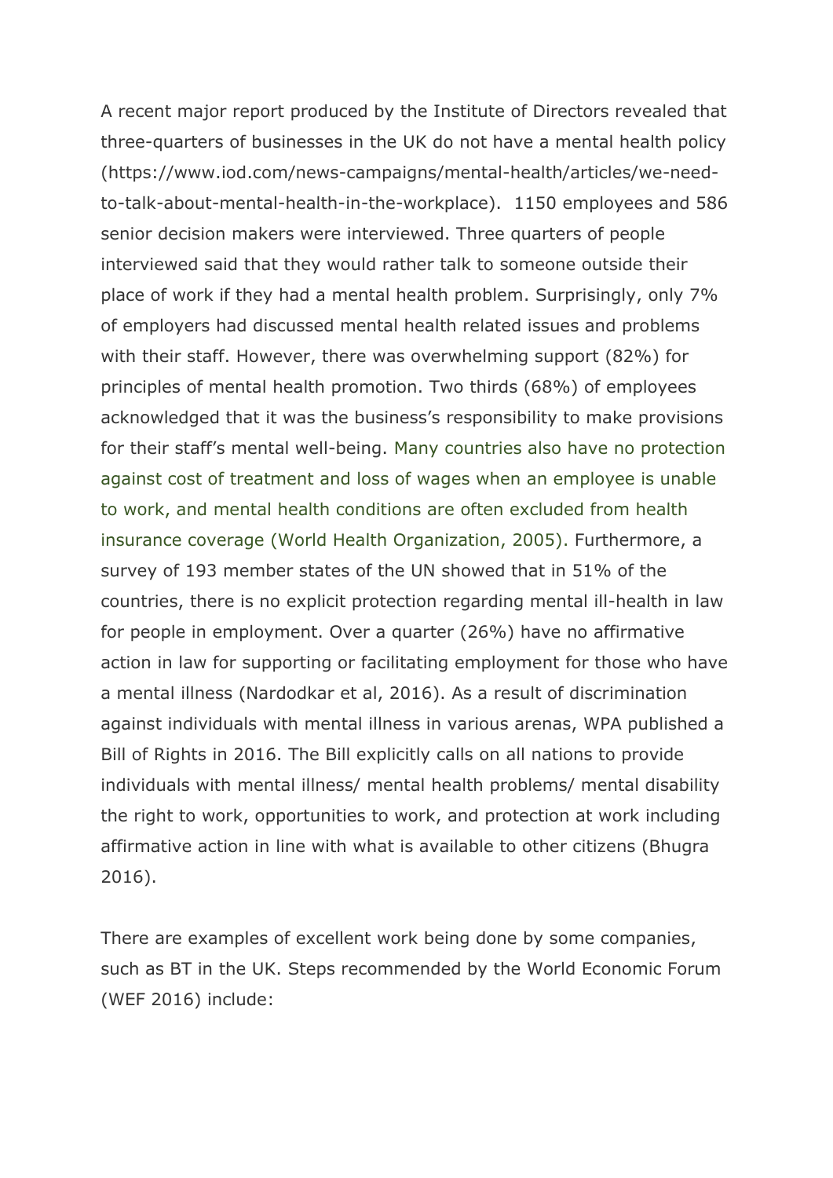A recent major report produced by the Institute of Directors revealed that three-quarters of businesses in the UK do not have a mental health policy (https://www.iod.com/news-campaigns/mental-health/articles/we-need-to-talk-about-mental-health-in-the-workplace). 1150 employees and 586 senior decision makers were interviewed. Three quarters of people interviewed said that they would rather talk to someone outside their place of work if they had a mental health problem. Surprisingly, only 7% of employers had discussed mental health related issues and problems with their staff. However, there was overwhelming support (82%) for principles of mental health promotion. Two thirds (68%) of employees acknowledged that it was the business's responsibility to make provisions for their staff's mental well-being. Many countries also have no protection against cost of treatment and loss of wages when an employee is unable to work, and mental health conditions are often excluded from health insurance coverage (World Health Organization, 2005). Furthermore, a survey of 193 member states of the UN showed that in 51% of the countries, there is no explicit protection regarding mental ill-health in law for people in employment. Over a quarter (26%) have no affirmative action in law for supporting or facilitating employment for those who have a mental illness (Nardodkar et al, 2016). As a result of discrimination against individuals with mental illness in various arenas, WPA published a Bill of Rights in 2016. The Bill explicitly calls on all nations to provide individuals with mental illness/ mental health problems/ mental disability the right to work, opportunities to work, and protection at work including affirmative action in line with what is available to other citizens (Bhugra 2016).

There are examples of excellent work being done by some companies, such as BT in the UK. Steps recommended by the World Economic Forum (WEF 2016) include: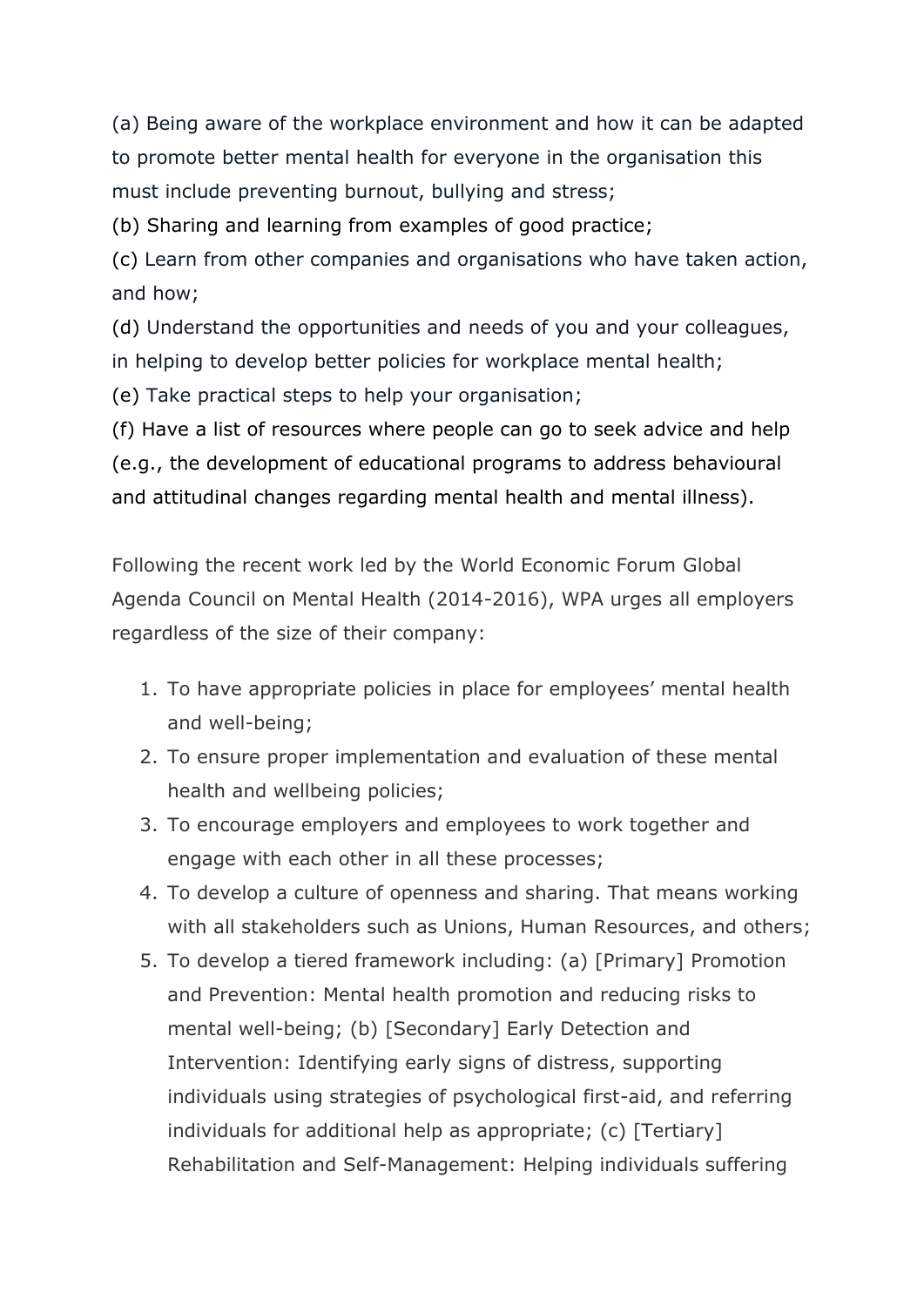(a) Being aware of the workplace environment and how it can be adapted to promote better mental health for everyone in the organisation this must include preventing burnout, bullying and stress;
(b) Sharing and learning from examples of good practice;
(c) Learn from other companies and organisations who have taken action, and how;
(d) Understand the opportunities and needs of you and your colleagues, in helping to develop better policies for workplace mental health;
(e) Take practical steps to help your organisation;
(f) Have a list of resources where people can go to seek advice and help (e.g., the development of educational programs to address behavioural and attitudinal changes regarding mental health and mental illness).

Following the recent work led by the World Economic Forum Global Agenda Council on Mental Health (2014-2016), WPA urges all employers regardless of the size of their company:

1. To have appropriate policies in place for employees' mental health and well-being;
2. To ensure proper implementation and evaluation of these mental health and wellbeing policies;
3. To encourage employers and employees to work together and engage with each other in all these processes;
4. To develop a culture of openness and sharing. That means working with all stakeholders such as Unions, Human Resources, and others;
5. To develop a tiered framework including: (a) [Primary] Promotion and Prevention: Mental health promotion and reducing risks to mental well-being; (b) [Secondary] Early Detection and Intervention: Identifying early signs of distress, supporting individuals using strategies of psychological first-aid, and referring individuals for additional help as appropriate; (c) [Tertiary] Rehabilitation and Self-Management: Helping individuals suffering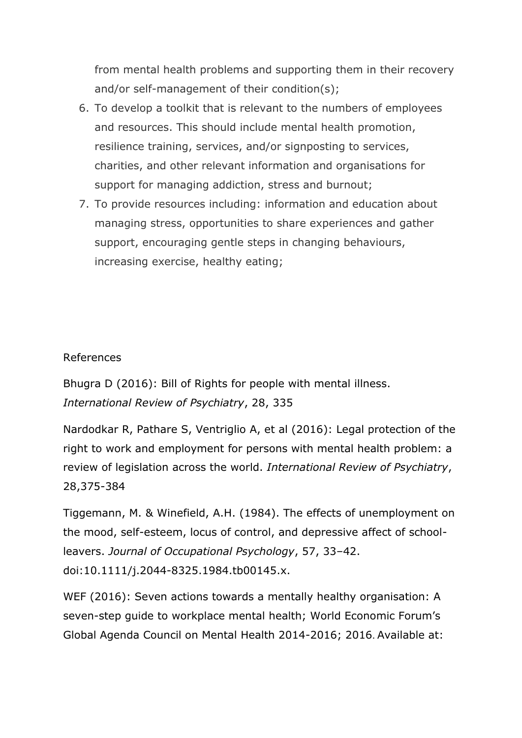from mental health problems and supporting them in their recovery and/or self-management of their condition(s);

6. To develop a toolkit that is relevant to the numbers of employees and resources. This should include mental health promotion, resilience training, services, and/or signposting to services, charities, and other relevant information and organisations for support for managing addiction, stress and burnout;
7. To provide resources including: information and education about managing stress, opportunities to share experiences and gather support, encouraging gentle steps in changing behaviours, increasing exercise, healthy eating;

References

Bhugra D (2016): Bill of Rights for people with mental illness. *International Review of Psychiatry*, 28, 335

Nardodkar R, Pathare S, Ventriglio A, et al (2016): Legal protection of the right to work and employment for persons with mental health problem: a review of legislation across the world. *International Review of Psychiatry*, 28,375-384

Tiggemann, M. & Winefield, A.H. (1984). The effects of unemployment on the mood, self-esteem, locus of control, and depressive affect of school-leavers. *Journal of Occupational Psychology*, 57, 33–42. doi:10.1111/j.2044-8325.1984.tb00145.x.

WEF (2016): Seven actions towards a mentally healthy organisation: A seven-step guide to workplace mental health; World Economic Forum's Global Agenda Council on Mental Health 2014-2016; 2016. Available at: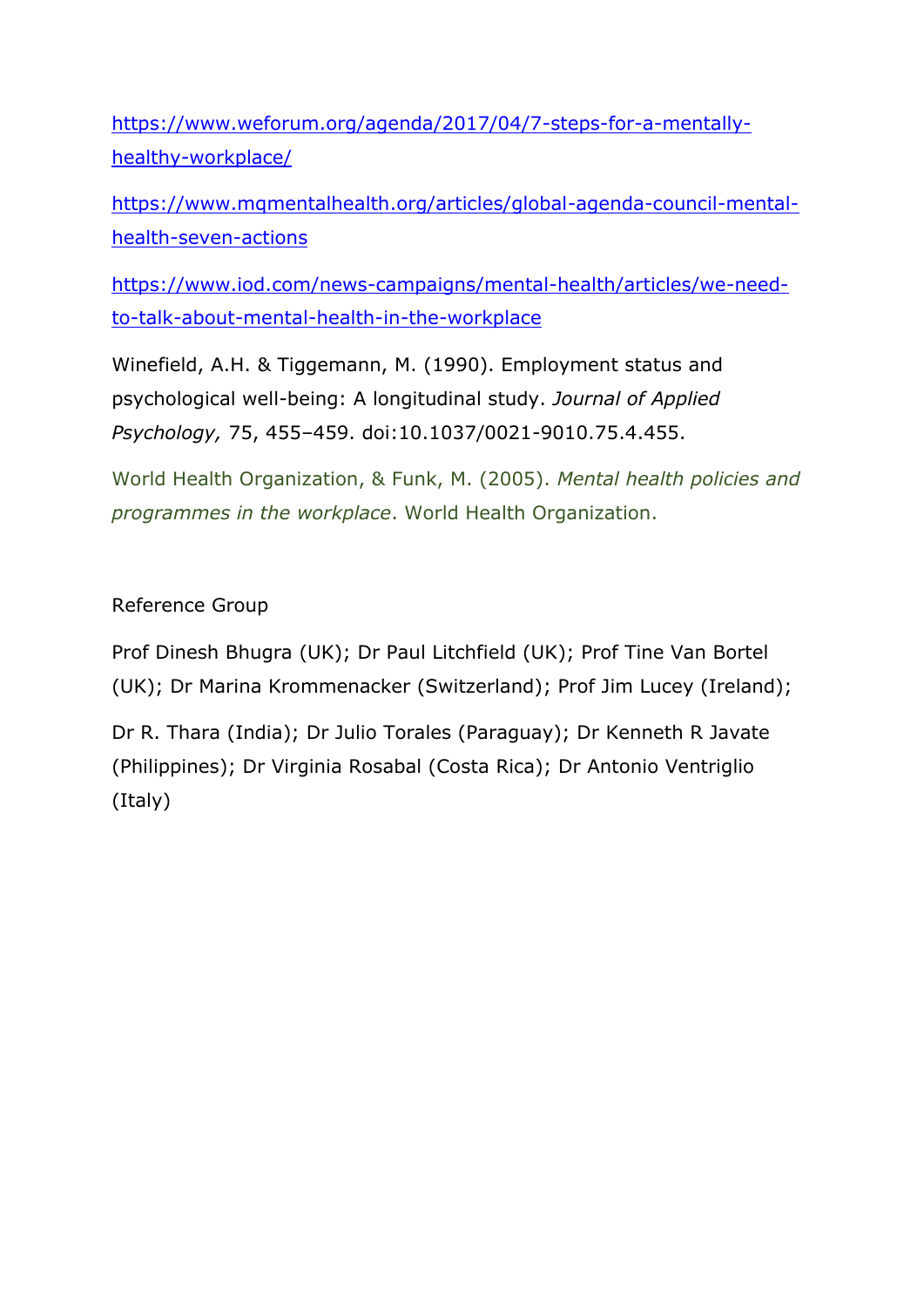https://www.weforum.org/agenda/2017/04/7-steps-for-a-mentally-healthy-workplace/

https://www.mqmentalhealth.org/articles/global-agenda-council-mental-health-seven-actions

https://www.iod.com/news-campaigns/mental-health/articles/we-need-to-talk-about-mental-health-in-the-workplace

Winefield, A.H. & Tiggemann, M. (1990). Employment status and psychological well-being: A longitudinal study. *Journal of Applied Psychology,* 75, 455–459. doi:10.1037/0021-9010.75.4.455.

World Health Organization, & Funk, M. (2005). *Mental health policies and programmes in the workplace*. World Health Organization.

Reference Group

Prof Dinesh Bhugra (UK); Dr Paul Litchfield (UK); Prof Tine Van Bortel (UK); Dr Marina Krommenacker (Switzerland); Prof Jim Lucey (Ireland);

Dr R. Thara (India); Dr Julio Torales (Paraguay); Dr Kenneth R Javate (Philippines); Dr Virginia Rosabal (Costa Rica); Dr Antonio Ventriglio (Italy)